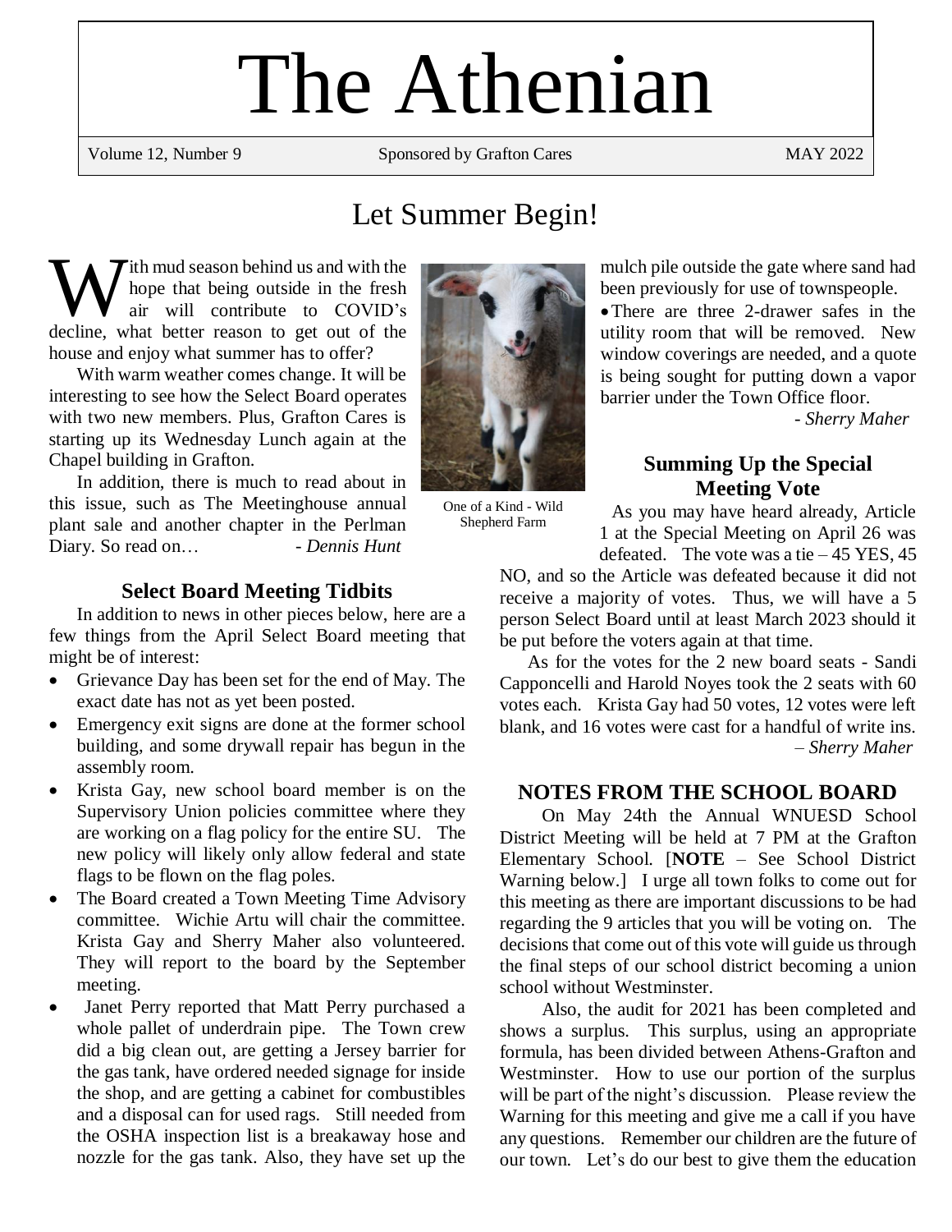# The Athenian

Volume 12, Number 9 | Sponsored by Grafton Cares | MAY 2022

## Let Summer Begin!

With mud season behind us and with the hope that being outside in the fresh air will contribute to COVID's decline, what better reason to get out of the house and enjoy what summer has to offer?

With warm weather comes change. It will be interesting to see how the Select Board operates with two new members. Plus, Grafton Cares is starting up its Wednesday Lunch again at the Chapel building in Grafton.

In addition, there is much to read about in this issue, such as The Meetinghouse annual plant sale and another chapter in the Perlman Diary. So read on… *- Dennis Hunt*

One of a Kind - Wild Shepherd Farm

### Select Board Meeting Tidbits

In addition to news in other pieces below, here are a few things from the April Select Board meeting that might be of interest:

- Grievance Day has been set for the end of May. The exact date has not as yet been posted.
- Emergency exit signs are done at the former school building, and some drywall repair has begun in the assembly room.
- Krista Gay, new school board member is on the Supervisory Union policies committee where they are working on a flag policy for the entire SU. The new policy will likely only allow federal and state flags to be flown on the flag poles.
- The Board created a Town Meeting Time Advisory committee. Wichie Artu will chair the committee. Krista Gay and Sherry Maher also volunteered. They will report to the board by the September meeting.
- Janet Perry reported that Matt Perry purchased a whole pallet of underdrain pipe. The Town crew did a big clean out, are getting a Jersey barrier for the gas tank, have ordered needed signage for inside the shop, and are getting a cabinet for combustibles and a disposal can for used rags. Still needed from the OSHA inspection list is a breakaway hose and nozzle for the gas tank. Also, they have set up the mulch pile outside the gate where sand had been previously for use of townspeople.
- There are three 2-drawer safes in the utility room that will be removed. New window coverings are needed, and a quote is being sought for putting down a vapor barrier under the Town Office floor.

*- Sherry Maher*

### Summing Up the Special Meeting Vote

As you may have heard already, Article 1 at the Special Meeting on April 26 was defeated. The vote was a tie – 45 YES, 45 NO, and so the Article was defeated because it did not receive a majority of votes. Thus, we will have a 5 person Select Board until at least March 2023 should it be put before the voters again at that time.

As for the votes for the 2 new board seats - Sandi Capponcelli and Harold Noyes took the 2 seats with 60 votes each. Krista Gay had 50 votes, 12 votes were left blank, and 16 votes were cast for a handful of write ins.

*– Sherry Maher*

### NOTES FROM THE SCHOOL BOARD

On May 24th the Annual WNUESD School District Meeting will be held at 7 PM at the Grafton Elementary School. [**NOTE** – See School District Warning below.] I urge all town folks to come out for this meeting as there are important discussions to be had regarding the 9 articles that you will be voting on. The decisions that come out of this vote will guide us through the final steps of our school district becoming a union school without Westminster.

Also, the audit for 2021 has been completed and shows a surplus. This surplus, using an appropriate formula, has been divided between Athens-Grafton and Westminster. How to use our portion of the surplus will be part of the night's discussion. Please review the Warning for this meeting and give me a call if you have any questions. Remember our children are the future of our town. Let's do our best to give them the education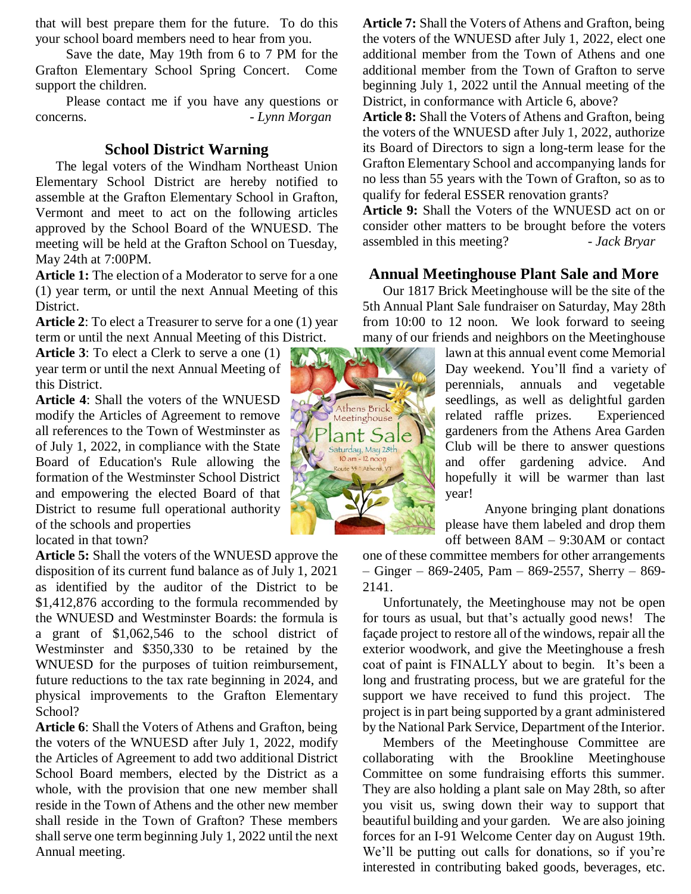that will best prepare them for the future. To do this your school board members need to hear from you.

Save the date, May 19th from 6 to 7 PM for the Grafton Elementary School Spring Concert. Come support the children.

Please contact me if you have any questions or concerns. *- Lynn Morgan*

## School District Warning

The legal voters of the Windham Northeast Union Elementary School District are hereby notified to assemble at the Grafton Elementary School in Grafton, Vermont and meet to act on the following articles approved by the School Board of the WNUESD. The meeting will be held at the Grafton School on Tuesday, May 24th at 7:00PM.

**Article 1:** The election of a Moderator to serve for a one (1) year term, or until the next Annual Meeting of this District.

**Article 2**: To elect a Treasurer to serve for a one (1) year term or until the next Annual Meeting of this District.

**Article 3**: To elect a Clerk to serve a one (1) year term or until the next Annual Meeting of this District.

**Article 4**: Shall the voters of the WNUESD modify the Articles of Agreement to remove all references to the Town of Westminster as of July 1, 2022, in compliance with the State Board of Education's Rule allowing the formation of the Westminster School District and empowering the elected Board of that District to resume full operational authority of the schools and properties located in that town?

**Article 5:** Shall the voters of the WNUESD approve the disposition of its current fund balance as of July 1, 2021 as identified by the auditor of the District to be $1,412,876 according to the formula recommended by the WNUESD and Westminster Boards: the formula is a grant of $1,062,546 to the school district of Westminster and $350,330 to be retained by the WNUESD for the purposes of tuition reimbursement, future reductions to the tax rate beginning in 2024, and physical improvements to the Grafton Elementary School?

**Article 6**: Shall the Voters of Athens and Grafton, being the voters of the WNUESD after July 1, 2022, modify the Articles of Agreement to add two additional District School Board members, elected by the District as a whole, with the provision that one new member shall reside in the Town of Athens and the other new member shall reside in the Town of Grafton? These members shall serve one term beginning July 1, 2022 until the next Annual meeting.

**Article 7:** Shall the Voters of Athens and Grafton, being the voters of the WNUESD after July 1, 2022, elect one additional member from the Town of Athens and one additional member from the Town of Grafton to serve beginning July 1, 2022 until the Annual meeting of the District, in conformance with Article 6, above?

**Article 8:** Shall the Voters of Athens and Grafton, being the voters of the WNUESD after July 1, 2022, authorize its Board of Directors to sign a long-term lease for the Grafton Elementary School and accompanying lands for no less than 55 years with the Town of Grafton, so as to qualify for federal ESSER renovation grants?

**Article 9:** Shall the Voters of the WNUESD act on or consider other matters to be brought before the voters assembled in this meeting? *- Jack Bryar*

## Annual Meetinghouse Plant Sale and More

Our 1817 Brick Meetinghouse will be the site of the 5th Annual Plant Sale fundraiser on Saturday, May 28th from 10:00 to 12 noon. We look forward to seeing many of our friends and neighbors on the Meetinghouse lawn at this annual event come Memorial Day weekend. You'll find a variety of perennials, annuals and vegetable seedlings, as well as delightful garden related raffle prizes. Experienced gardeners from the Athens Area Garden Club will be there to answer questions and offer gardening advice. And hopefully it will be warmer than last year!

Athens Brick Meetinghouse Plant Sale Saturday, May 28th 10 am - 12 noon Route 35 • Athens, VT

Anyone bringing plant donations please have them labeled and drop them off between 8AM – 9:30AM or contact one of these committee members for other arrangements – Ginger – 869-2405, Pam – 869-2557, Sherry – 869-2141.

Unfortunately, the Meetinghouse may not be open for tours as usual, but that's actually good news! The façade project to restore all of the windows, repair all the exterior woodwork, and give the Meetinghouse a fresh coat of paint is FINALLY about to begin. It's been a long and frustrating process, but we are grateful for the support we have received to fund this project. The project is in part being supported by a grant administered by the National Park Service, Department of the Interior.

Members of the Meetinghouse Committee are collaborating with the Brookline Meetinghouse Committee on some fundraising efforts this summer. They are also holding a plant sale on May 28th, so after you visit us, swing down their way to support that beautiful building and your garden. We are also joining forces for an I-91 Welcome Center day on August 19th. We'll be putting out calls for donations, so if you're interested in contributing baked goods, beverages, etc.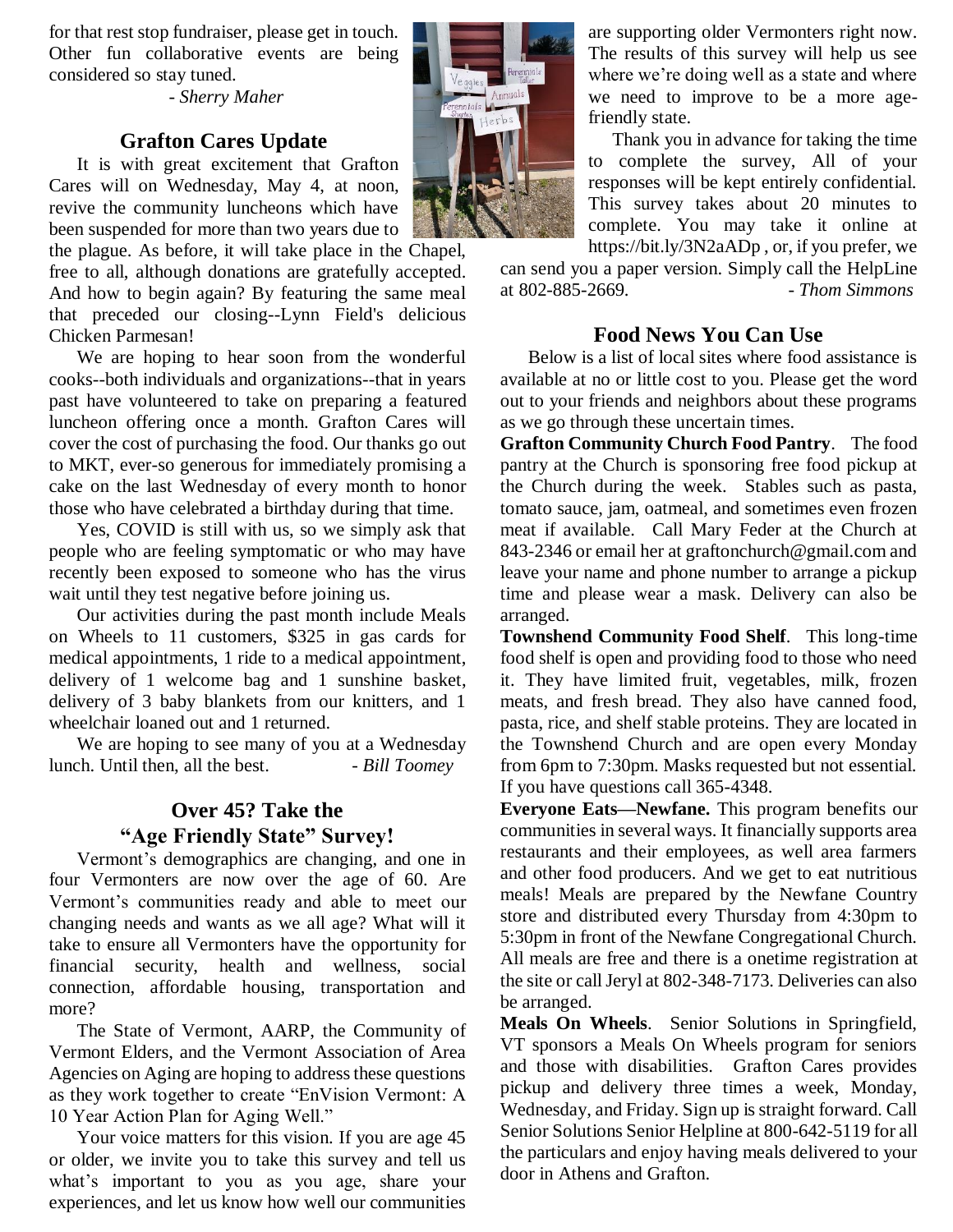for that rest stop fundraiser, please get in touch. Other fun collaborative events are being considered so stay tuned.

*- Sherry Maher*

## Grafton Cares Update

It is with great excitement that Grafton Cares will on Wednesday, May 4, at noon, revive the community luncheons which have been suspended for more than two years due to the plague. As before, it will take place in the Chapel, free to all, although donations are gratefully accepted. And how to begin again? By featuring the same meal that preceded our closing--Lynn Field's delicious Chicken Parmesan!

We are hoping to hear soon from the wonderful cooks--both individuals and organizations--that in years past have volunteered to take on preparing a featured luncheon offering once a month. Grafton Cares will cover the cost of purchasing the food. Our thanks go out to MKT, ever-so generous for immediately promising a cake on the last Wednesday of every month to honor those who have celebrated a birthday during that time.

Yes, COVID is still with us, so we simply ask that people who are feeling symptomatic or who may have recently been exposed to someone who has the virus wait until they test negative before joining us.

Our activities during the past month include Meals on Wheels to 11 customers, $325 in gas cards for medical appointments, 1 ride to a medical appointment, delivery of 1 welcome bag and 1 sunshine basket, delivery of 3 baby blankets from our knitters, and 1 wheelchair loaned out and 1 returned.

We are hoping to see many of you at a Wednesday lunch. Until then, all the best. *- Bill Toomey*

## Over 45? Take the "Age Friendly State" Survey!

Vermont's demographics are changing, and one in four Vermonters are now over the age of 60. Are Vermont's communities ready and able to meet our changing needs and wants as we all age? What will it take to ensure all Vermonters have the opportunity for financial security, health and wellness, social connection, affordable housing, transportation and more?

The State of Vermont, AARP, the Community of Vermont Elders, and the Vermont Association of Area Agencies on Aging are hoping to address these questions as they work together to create "EnVision Vermont: A 10 Year Action Plan for Aging Well."

Your voice matters for this vision. If you are age 45 or older, we invite you to take this survey and tell us what's important to you as you age, share your experiences, and let us know how well our communities are supporting older Vermonters right now. The results of this survey will help us see where we're doing well as a state and where we need to improve to be a more age-friendly state.

Thank you in advance for taking the time to complete the survey, All of your responses will be kept entirely confidential. This survey takes about 20 minutes to complete. You may take it online at https://bit.ly/3N2aADp , or, if you prefer, we can send you a paper version. Simply call the HelpLine at 802-885-2669. *- Thom Simmons*

## Food News You Can Use

Below is a list of local sites where food assistance is available at no or little cost to you. Please get the word out to your friends and neighbors about these programs as we go through these uncertain times.

**Grafton Community Church Food Pantry**. The food pantry at the Church is sponsoring free food pickup at the Church during the week. Stables such as pasta, tomato sauce, jam, oatmeal, and sometimes even frozen meat if available. Call Mary Feder at the Church at 843-2346 or email her at graftonchurch@gmail.com and leave your name and phone number to arrange a pickup time and please wear a mask. Delivery can also be arranged.

**Townshend Community Food Shelf**. This long-time food shelf is open and providing food to those who need it. They have limited fruit, vegetables, milk, frozen meats, and fresh bread. They also have canned food, pasta, rice, and shelf stable proteins. They are located in the Townshend Church and are open every Monday from 6pm to 7:30pm. Masks requested but not essential. If you have questions call 365-4348.

**Everyone Eats—Newfane.** This program benefits our communities in several ways. It financially supports area restaurants and their employees, as well area farmers and other food producers. And we get to eat nutritious meals! Meals are prepared by the Newfane Country store and distributed every Thursday from 4:30pm to 5:30pm in front of the Newfane Congregational Church. All meals are free and there is a onetime registration at the site or call Jeryl at 802-348-7173. Deliveries can also be arranged.

**Meals On Wheels**. Senior Solutions in Springfield, VT sponsors a Meals On Wheels program for seniors and those with disabilities. Grafton Cares provides pickup and delivery three times a week, Monday, Wednesday, and Friday. Sign up is straight forward. Call Senior Solutions Senior Helpline at 800-642-5119 for all the particulars and enjoy having meals delivered to your door in Athens and Grafton.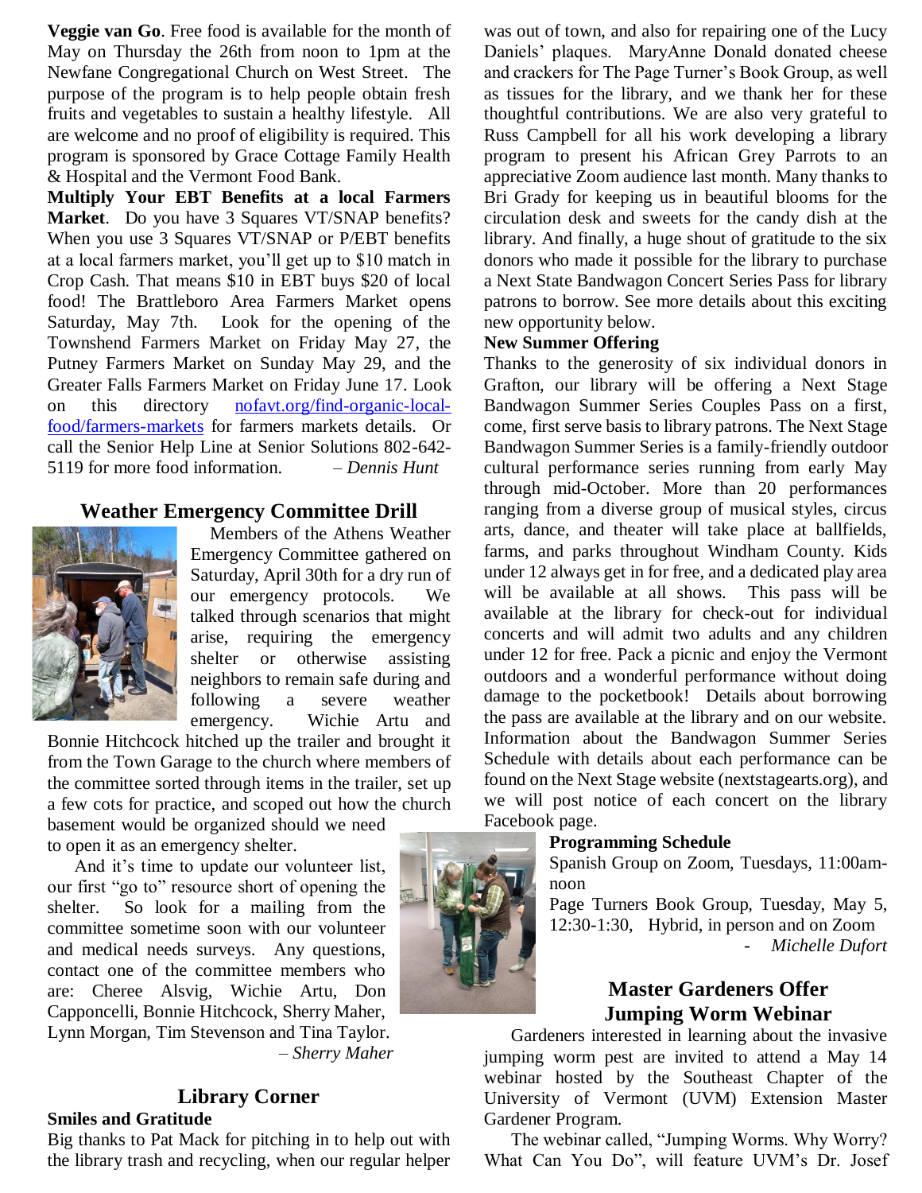**Veggie van Go**. Free food is available for the month of May on Thursday the 26th from noon to 1pm at the Newfane Congregational Church on West Street. The purpose of the program is to help people obtain fresh fruits and vegetables to sustain a healthy lifestyle. All are welcome and no proof of eligibility is required. This program is sponsored by Grace Cottage Family Health & Hospital and the Vermont Food Bank.

**Multiply Your EBT Benefits at a local Farmers Market**. Do you have 3 Squares VT/SNAP benefits? When you use 3 Squares VT/SNAP or P/EBT benefits at a local farmers market, you'll get up to $10 match in Crop Cash. That means $10 in EBT buys $20 of local food! The Brattleboro Area Farmers Market opens Saturday, May 7th. Look for the opening of the Townshend Farmers Market on Friday May 27, the Putney Farmers Market on Sunday May 29, and the Greater Falls Farmers Market on Friday June 17. Look on this directory nofavt.org/find-organic-local-food/farmers-markets for farmers markets details. Or call the Senior Help Line at Senior Solutions 802-642-5119 for more food information. *– Dennis Hunt*

## Weather Emergency Committee Drill

Members of the Athens Weather Emergency Committee gathered on Saturday, April 30th for a dry run of our emergency protocols. We talked through scenarios that might arise, requiring the emergency shelter or otherwise assisting neighbors to remain safe during and following a severe weather emergency. Wichie Artu and Bonnie Hitchcock hitched up the trailer and brought it from the Town Garage to the church where members of the committee sorted through items in the trailer, set up a few cots for practice, and scoped out how the church basement would be organized should we need to open it as an emergency shelter.

And it's time to update our volunteer list, our first "go to" resource short of opening the shelter. So look for a mailing from the committee sometime soon with our volunteer and medical needs surveys. Any questions, contact one of the committee members who are: Cheree Alsvig, Wichie Artu, Don Capponcelli, Bonnie Hitchcock, Sherry Maher, Lynn Morgan, Tim Stevenson and Tina Taylor.
*– Sherry Maher*

## Library Corner

### Smiles and Gratitude

Big thanks to Pat Mack for pitching in to help out with the library trash and recycling, when our regular helper was out of town, and also for repairing one of the Lucy Daniels' plaques. MaryAnne Donald donated cheese and crackers for The Page Turner's Book Group, as well as tissues for the library, and we thank her for these thoughtful contributions. We are also very grateful to Russ Campbell for all his work developing a library program to present his African Grey Parrots to an appreciative Zoom audience last month. Many thanks to Bri Grady for keeping us in beautiful blooms for the circulation desk and sweets for the candy dish at the library. And finally, a huge shout of gratitude to the six donors who made it possible for the library to purchase a Next State Bandwagon Concert Series Pass for library patrons to borrow. See more details about this exciting new opportunity below.

### New Summer Offering

Thanks to the generosity of six individual donors in Grafton, our library will be offering a Next Stage Bandwagon Summer Series Couples Pass on a first, come, first serve basis to library patrons. The Next Stage Bandwagon Summer Series is a family-friendly outdoor cultural performance series running from early May through mid-October. More than 20 performances ranging from a diverse group of musical styles, circus arts, dance, and theater will take place at ballfields, farms, and parks throughout Windham County. Kids under 12 always get in for free, and a dedicated play area will be available at all shows. This pass will be available at the library for check-out for individual concerts and will admit two adults and any children under 12 for free. Pack a picnic and enjoy the Vermont outdoors and a wonderful performance without doing damage to the pocketbook! Details about borrowing the pass are available at the library and on our website. Information about the Bandwagon Summer Series Schedule with details about each performance can be found on the Next Stage website (nextstagearts.org), and we will post notice of each concert on the library Facebook page.

### Programming Schedule

Spanish Group on Zoom, Tuesdays, 11:00am-noon

Page Turners Book Group, Tuesday, May 5, 12:30-1:30, Hybrid, in person and on Zoom
*- Michelle Dufort*

## Master Gardeners Offer Jumping Worm Webinar

Gardeners interested in learning about the invasive jumping worm pest are invited to attend a May 14 webinar hosted by the Southeast Chapter of the University of Vermont (UVM) Extension Master Gardener Program.

The webinar called, "Jumping Worms. Why Worry? What Can You Do", will feature UVM's Dr. Josef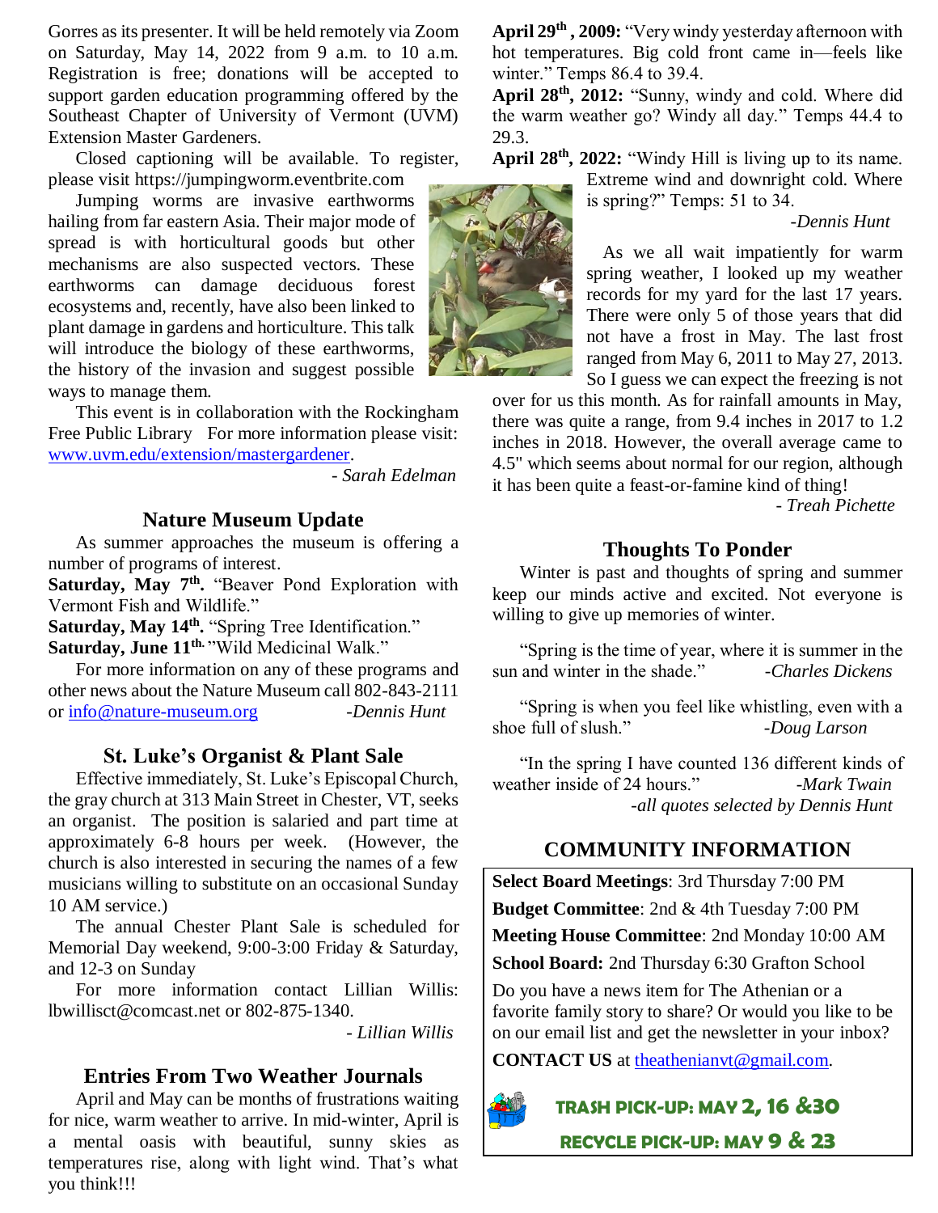Gorres as its presenter. It will be held remotely via Zoom on Saturday, May 14, 2022 from 9 a.m. to 10 a.m. Registration is free; donations will be accepted to support garden education programming offered by the Southeast Chapter of University of Vermont (UVM) Extension Master Gardeners.

Closed captioning will be available. To register, please visit https://jumpingworm.eventbrite.com

Jumping worms are invasive earthworms hailing from far eastern Asia. Their major mode of spread is with horticultural goods but other mechanisms are also suspected vectors. These earthworms can damage deciduous forest ecosystems and, recently, have also been linked to plant damage in gardens and horticulture. This talk will introduce the biology of these earthworms, the history of the invasion and suggest possible ways to manage them.

This event is in collaboration with the Rockingham Free Public Library For more information please visit: www.uvm.edu/extension/mastergardener.

*- Sarah Edelman*

## Nature Museum Update

As summer approaches the museum is offering a number of programs of interest.

**Saturday, May 7th.** "Beaver Pond Exploration with Vermont Fish and Wildlife."

**Saturday, May 14th.** "Spring Tree Identification."

**Saturday, June 11th.** "Wild Medicinal Walk."

For more information on any of these programs and other news about the Nature Museum call 802-843-2111 or info@nature-museum.org *-Dennis Hunt*

## St. Luke's Organist & Plant Sale

Effective immediately, St. Luke's Episcopal Church, the gray church at 313 Main Street in Chester, VT, seeks an organist. The position is salaried and part time at approximately 6-8 hours per week. (However, the church is also interested in securing the names of a few musicians willing to substitute on an occasional Sunday 10 AM service.)

The annual Chester Plant Sale is scheduled for Memorial Day weekend, 9:00-3:00 Friday & Saturday, and 12-3 on Sunday

For more information contact Lillian Willis: lbwillisct@comcast.net or 802-875-1340.

*- Lillian Willis*

## Entries From Two Weather Journals

April and May can be months of frustrations waiting for nice, warm weather to arrive. In mid-winter, April is a mental oasis with beautiful, sunny skies as temperatures rise, along with light wind. That's what you think!!!

**April 29th, 2009:** "Very windy yesterday afternoon with hot temperatures. Big cold front came in—feels like winter." Temps 86.4 to 39.4.

**April 28th, 2012:** "Sunny, windy and cold. Where did the warm weather go? Windy all day." Temps 44.4 to 29.3.

**April 28th, 2022:** "Windy Hill is living up to its name. Extreme wind and downright cold. Where is spring?" Temps: 51 to 34.

*-Dennis Hunt*

As we all wait impatiently for warm spring weather, I looked up my weather records for my yard for the last 17 years. There were only 5 of those years that did not have a frost in May. The last frost ranged from May 6, 2011 to May 27, 2013. So I guess we can expect the freezing is not over for us this month. As for rainfall amounts in May, there was quite a range, from 9.4 inches in 2017 to 1.2 inches in 2018. However, the overall average came to 4.5" which seems about normal for our region, although it has been quite a feast-or-famine kind of thing!

*- Treah Pichette*

## Thoughts To Ponder

Winter is past and thoughts of spring and summer keep our minds active and excited. Not everyone is willing to give up memories of winter.

"Spring is the time of year, where it is summer in the sun and winter in the shade." *-Charles Dickens*

"Spring is when you feel like whistling, even with a shoe full of slush." *-Doug Larson*

"In the spring I have counted 136 different kinds of weather inside of 24 hours." *-Mark Twain*

*-all quotes selected by Dennis Hunt*

## COMMUNITY INFORMATION

**Select Board Meetings**: 3rd Thursday 7:00 PM

**Budget Committee**: 2nd & 4th Tuesday 7:00 PM

**Meeting House Committee**: 2nd Monday 10:00 AM

**School Board:** 2nd Thursday 6:30 Grafton School

Do you have a news item for The Athenian or a favorite family story to share? Or would you like to be on our email list and get the newsletter in your inbox?

**CONTACT US** at theathenianvt@gmail.com.

**TRASH PICK-UP: MAY 2, 16 &30**

**RECYCLE PICK-UP: MAY 9 & 23**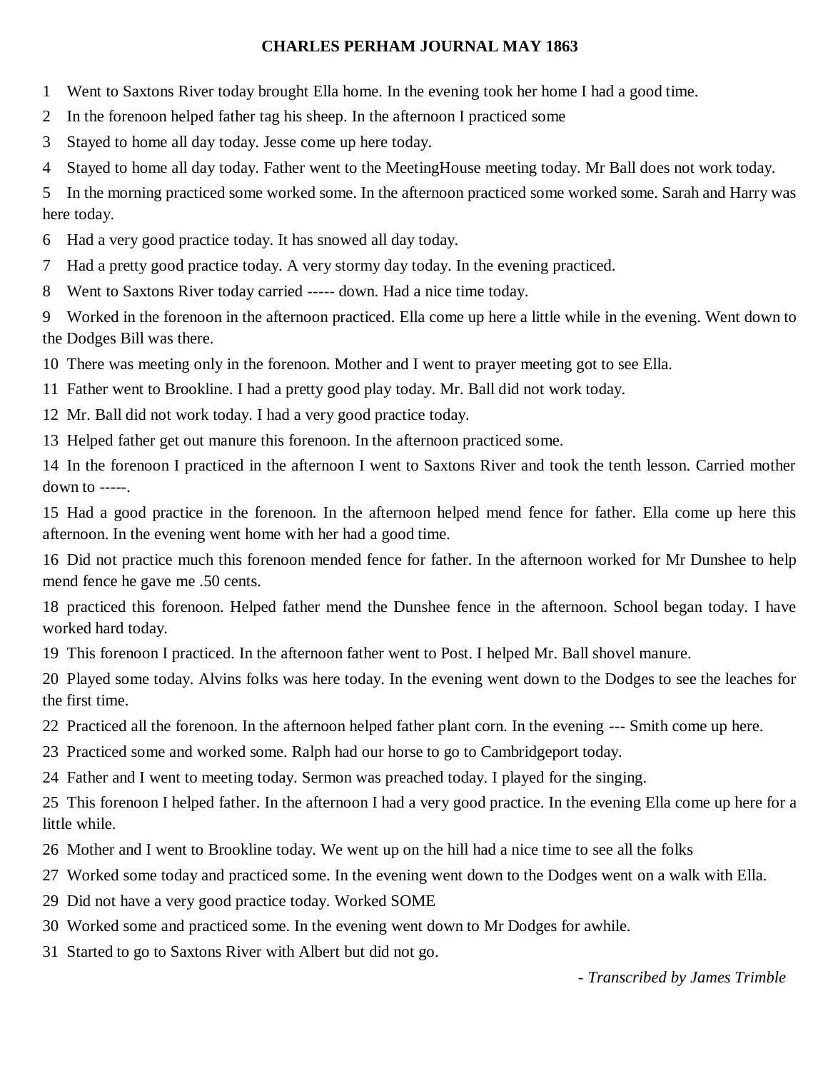# CHARLES PERHAM JOURNAL MAY 1863

1 Went to Saxtons River today brought Ella home. In the evening took her home I had a good time.

2 In the forenoon helped father tag his sheep. In the afternoon I practiced some

3 Stayed to home all day today. Jesse come up here today.

4 Stayed to home all day today. Father went to the MeetingHouse meeting today. Mr Ball does not work today.

5 In the morning practiced some worked some. In the afternoon practiced some worked some. Sarah and Harry was here today.

6 Had a very good practice today. It has snowed all day today.

7 Had a pretty good practice today. A very stormy day today. In the evening practiced.

8 Went to Saxtons River today carried ----- down. Had a nice time today.

9 Worked in the forenoon in the afternoon practiced. Ella come up here a little while in the evening. Went down to the Dodges Bill was there.

10 There was meeting only in the forenoon. Mother and I went to prayer meeting got to see Ella.

11 Father went to Brookline. I had a pretty good play today. Mr. Ball did not work today.

12 Mr. Ball did not work today. I had a very good practice today.

13 Helped father get out manure this forenoon. In the afternoon practiced some.

14 In the forenoon I practiced in the afternoon I went to Saxtons River and took the tenth lesson. Carried mother down to -----.

15 Had a good practice in the forenoon. In the afternoon helped mend fence for father. Ella come up here this afternoon. In the evening went home with her had a good time.

16 Did not practice much this forenoon mended fence for father. In the afternoon worked for Mr Dunshee to help mend fence he gave me .50 cents.

18 practiced this forenoon. Helped father mend the Dunshee fence in the afternoon. School began today. I have worked hard today.

19 This forenoon I practiced. In the afternoon father went to Post. I helped Mr. Ball shovel manure.

20 Played some today. Alvins folks was here today. In the evening went down to the Dodges to see the leaches for the first time.

22 Practiced all the forenoon. In the afternoon helped father plant corn. In the evening --- Smith come up here.

23 Practiced some and worked some. Ralph had our horse to go to Cambridgeport today.

24 Father and I went to meeting today. Sermon was preached today. I played for the singing.

25 This forenoon I helped father. In the afternoon I had a very good practice. In the evening Ella come up here for a little while.

26 Mother and I went to Brookline today. We went up on the hill had a nice time to see all the folks

27 Worked some today and practiced some. In the evening went down to the Dodges went on a walk with Ella.

29 Did not have a very good practice today. Worked SOME

30 Worked some and practiced some. In the evening went down to Mr Dodges for awhile.

31 Started to go to Saxtons River with Albert but did not go.

*- Transcribed by James Trimble*